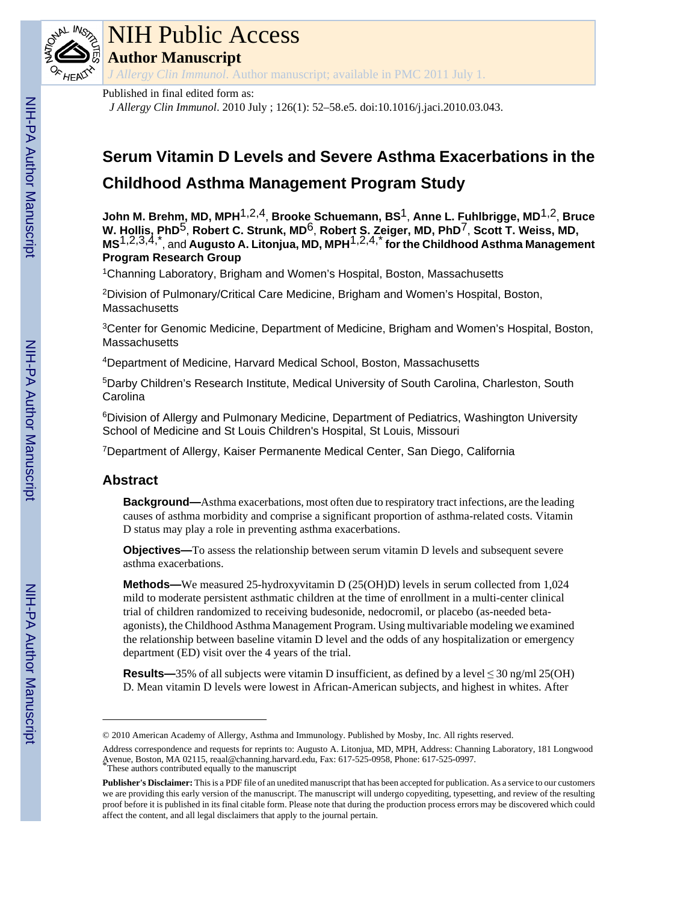# NIH Public Access

## Author Manuscript

*J Allergy Clin Immunol*. Author manuscript; available in PMC 2011 July 1.

Published in final edited form as:

*J Allergy Clin Immunol*. 2010 July ; 126(1): 52–58.e5. doi:10.1016/j.jaci.2010.03.043.

# Serum Vitamin D Levels and Severe Asthma Exacerbations in the Childhood Asthma Management Program Study

**John M. Brehm, MD, MPH**[1,2,4], **Brooke Schuemann, BS**[1], **Anne L. Fuhlbrigge, MD**[1,2], **Bruce W. Hollis, PhD**[5], **Robert C. Strunk, MD**[6], **Robert S. Zeiger, MD, PhD**[7], **Scott T. Weiss, MD, MS**[1,2,3,4,*], and **Augusto A. Litonjua, MD, MPH**[1,2,4,*] **for the Childhood Asthma Management Program Research Group**

[1]Channing Laboratory, Brigham and Women's Hospital, Boston, Massachusetts

[2]Division of Pulmonary/Critical Care Medicine, Brigham and Women's Hospital, Boston, Massachusetts

[3]Center for Genomic Medicine, Department of Medicine, Brigham and Women's Hospital, Boston, Massachusetts

[4]Department of Medicine, Harvard Medical School, Boston, Massachusetts

[5]Darby Children's Research Institute, Medical University of South Carolina, Charleston, South Carolina

[6]Division of Allergy and Pulmonary Medicine, Department of Pediatrics, Washington University School of Medicine and St Louis Children's Hospital, St Louis, Missouri

[7]Department of Allergy, Kaiser Permanente Medical Center, San Diego, California

## Abstract

**Background—**Asthma exacerbations, most often due to respiratory tract infections, are the leading causes of asthma morbidity and comprise a significant proportion of asthma-related costs. Vitamin D status may play a role in preventing asthma exacerbations.

**Objectives—**To assess the relationship between serum vitamin D levels and subsequent severe asthma exacerbations.

**Methods—**We measured 25-hydroxyvitamin D (25(OH)D) levels in serum collected from 1,024 mild to moderate persistent asthmatic children at the time of enrollment in a multi-center clinical trial of children randomized to receiving budesonide, nedocromil, or placebo (as-needed beta-agonists), the Childhood Asthma Management Program. Using multivariable modeling we examined the relationship between baseline vitamin D level and the odds of any hospitalization or emergency department (ED) visit over the 4 years of the trial.

**Results—**35% of all subjects were vitamin D insufficient, as defined by a level ≤ 30 ng/ml 25(OH) D. Mean vitamin D levels were lowest in African-American subjects, and highest in whites. After

---

© 2010 American Academy of Allergy, Asthma and Immunology. Published by Mosby, Inc. All rights reserved.

Address correspondence and requests for reprints to: Augusto A. Litonjua, MD, MPH, Address: Channing Laboratory, 181 Longwood Avenue, Boston, MA 02115, reaal@channing.harvard.edu, Fax: 617-525-0958, Phone: 617-525-0997.

*These authors contributed equally to the manuscript

**Publisher's Disclaimer:** This is a PDF file of an unedited manuscript that has been accepted for publication. As a service to our customers we are providing this early version of the manuscript. The manuscript will undergo copyediting, typesetting, and review of the resulting proof before it is published in its final citable form. Please note that during the production process errors may be discovered which could affect the content, and all legal disclaimers that apply to the journal pertain.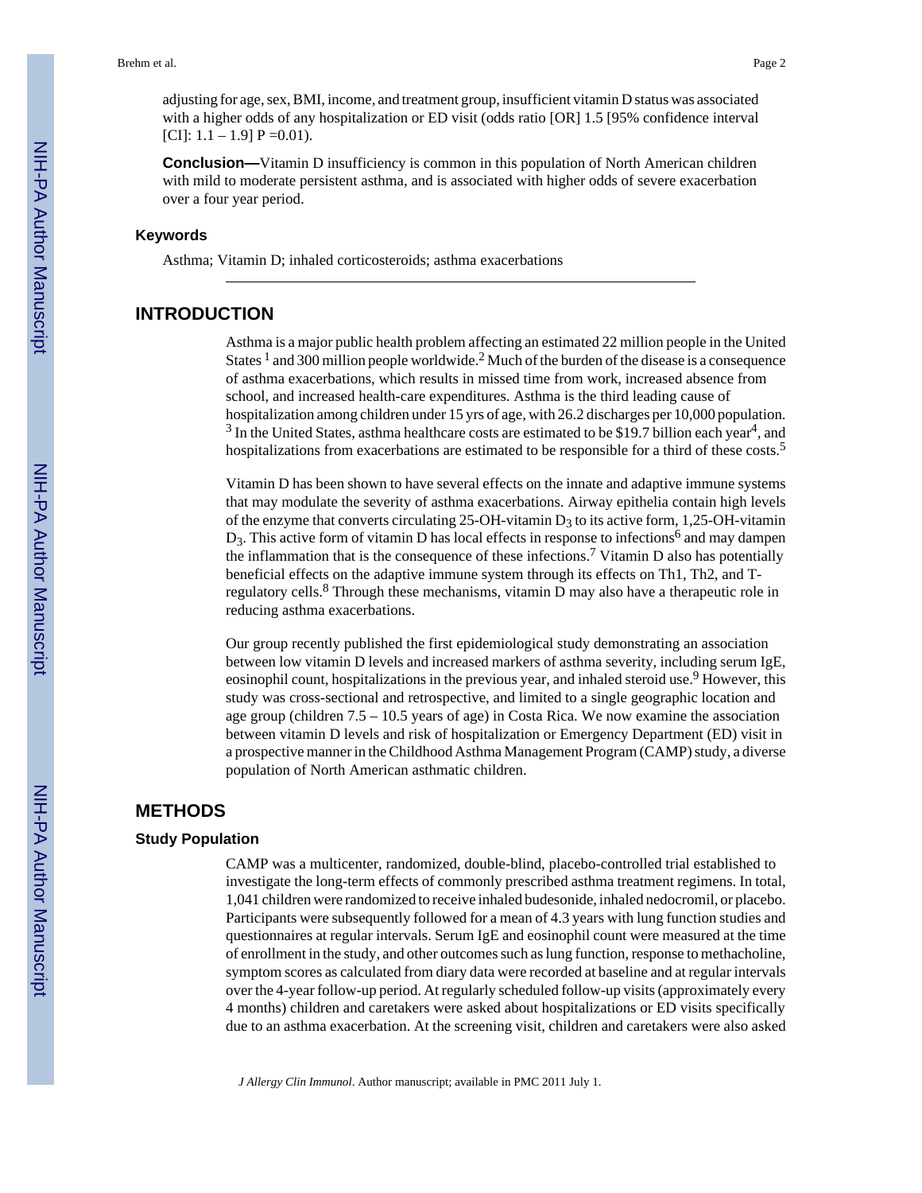adjusting for age, sex, BMI, income, and treatment group, insufficient vitamin D status was associated with a higher odds of any hospitalization or ED visit (odds ratio [OR] 1.5 [95% confidence interval [CI]: 1.1 – 1.9] P =0.01).

**Conclusion—**Vitamin D insufficiency is common in this population of North American children with mild to moderate persistent asthma, and is associated with higher odds of severe exacerbation over a four year period.

### Keywords

Asthma; Vitamin D; inhaled corticosteroids; asthma exacerbations

## INTRODUCTION

Asthma is a major public health problem affecting an estimated 22 million people in the United States [1] and 300 million people worldwide.[2] Much of the burden of the disease is a consequence of asthma exacerbations, which results in missed time from work, increased absence from school, and increased health-care expenditures. Asthma is the third leading cause of hospitalization among children under 15 yrs of age, with 26.2 discharges per 10,000 population.[3] In the United States, asthma healthcare costs are estimated to be $19.7 billion each year[4], and hospitalizations from exacerbations are estimated to be responsible for a third of these costs.[5]

Vitamin D has been shown to have several effects on the innate and adaptive immune systems that may modulate the severity of asthma exacerbations. Airway epithelia contain high levels of the enzyme that converts circulating 25-OH-vitamin $D_3$ to its active form, 1,25-OH-vitamin $D_3$. This active form of vitamin D has local effects in response to infections[6] and may dampen the inflammation that is the consequence of these infections.[7] Vitamin D also has potentially beneficial effects on the adaptive immune system through its effects on Th1, Th2, and T-regulatory cells.[8] Through these mechanisms, vitamin D may also have a therapeutic role in reducing asthma exacerbations.

Our group recently published the first epidemiological study demonstrating an association between low vitamin D levels and increased markers of asthma severity, including serum IgE, eosinophil count, hospitalizations in the previous year, and inhaled steroid use.[9] However, this study was cross-sectional and retrospective, and limited to a single geographic location and age group (children 7.5 – 10.5 years of age) in Costa Rica. We now examine the association between vitamin D levels and risk of hospitalization or Emergency Department (ED) visit in a prospective manner in the Childhood Asthma Management Program (CAMP) study, a diverse population of North American asthmatic children.

## METHODS

### Study Population

CAMP was a multicenter, randomized, double-blind, placebo-controlled trial established to investigate the long-term effects of commonly prescribed asthma treatment regimens. In total, 1,041 children were randomized to receive inhaled budesonide, inhaled nedocromil, or placebo. Participants were subsequently followed for a mean of 4.3 years with lung function studies and questionnaires at regular intervals. Serum IgE and eosinophil count were measured at the time of enrollment in the study, and other outcomes such as lung function, response to methacholine, symptom scores as calculated from diary data were recorded at baseline and at regular intervals over the 4-year follow-up period. At regularly scheduled follow-up visits (approximately every 4 months) children and caretakers were asked about hospitalizations or ED visits specifically due to an asthma exacerbation. At the screening visit, children and caretakers were also asked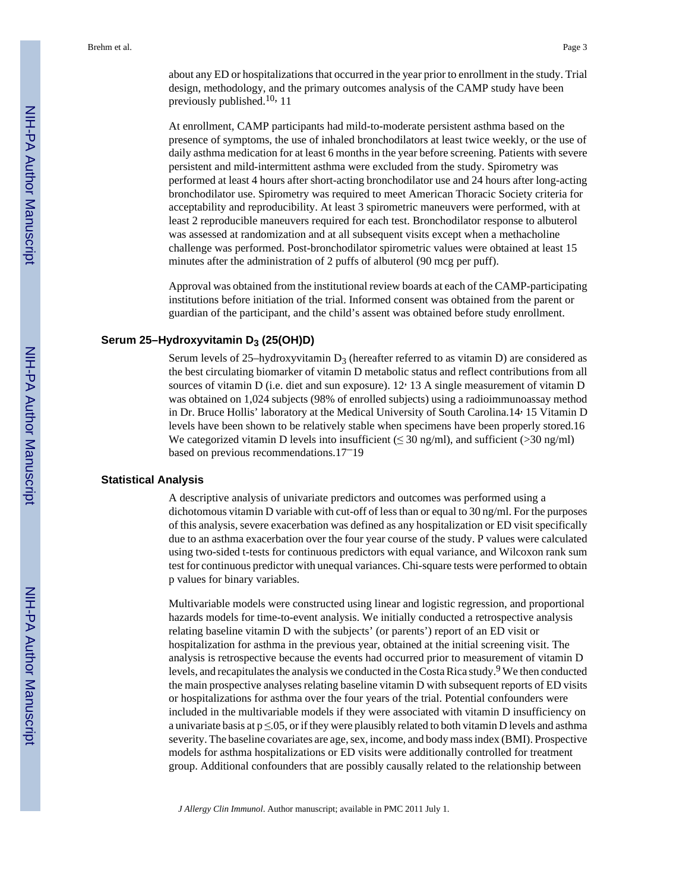about any ED or hospitalizations that occurred in the year prior to enrollment in the study. Trial design, methodology, and the primary outcomes analysis of the CAMP study have been previously published.[10, 11]

At enrollment, CAMP participants had mild-to-moderate persistent asthma based on the presence of symptoms, the use of inhaled bronchodilators at least twice weekly, or the use of daily asthma medication for at least 6 months in the year before screening. Patients with severe persistent and mild-intermittent asthma were excluded from the study. Spirometry was performed at least 4 hours after short-acting bronchodilator use and 24 hours after long-acting bronchodilator use. Spirometry was required to meet American Thoracic Society criteria for acceptability and reproducibility. At least 3 spirometric maneuvers were performed, with at least 2 reproducible maneuvers required for each test. Bronchodilator response to albuterol was assessed at randomization and at all subsequent visits except when a methacholine challenge was performed. Post-bronchodilator spirometric values were obtained at least 15 minutes after the administration of 2 puffs of albuterol (90 mcg per puff).

Approval was obtained from the institutional review boards at each of the CAMP-participating institutions before initiation of the trial. Informed consent was obtained from the parent or guardian of the participant, and the child's assent was obtained before study enrollment.

### Serum 25–Hydroxyvitamin $D_3$ (25(OH)D)

Serum levels of 25–hydroxyvitamin $D_3$ (hereafter referred to as vitamin D) are considered as the best circulating biomarker of vitamin D metabolic status and reflect contributions from all sources of vitamin D (i.e. diet and sun exposure).[12, 13] A single measurement of vitamin D was obtained on 1,024 subjects (98% of enrolled subjects) using a radioimmunoassay method in Dr. Bruce Hollis' laboratory at the Medical University of South Carolina.[14, 15] Vitamin D levels have been shown to be relatively stable when specimens have been properly stored.[16] We categorized vitamin D levels into insufficient (≤ 30 ng/ml), and sufficient (>30 ng/ml) based on previous recommendations.[17–19]

### Statistical Analysis

A descriptive analysis of univariate predictors and outcomes was performed using a dichotomous vitamin D variable with cut-off of less than or equal to 30 ng/ml. For the purposes of this analysis, severe exacerbation was defined as any hospitalization or ED visit specifically due to an asthma exacerbation over the four year course of the study. P values were calculated using two-sided t-tests for continuous predictors with equal variance, and Wilcoxon rank sum test for continuous predictor with unequal variances. Chi-square tests were performed to obtain p values for binary variables.

Multivariable models were constructed using linear and logistic regression, and proportional hazards models for time-to-event analysis. We initially conducted a retrospective analysis relating baseline vitamin D with the subjects' (or parents') report of an ED visit or hospitalization for asthma in the previous year, obtained at the initial screening visit. The analysis is retrospective because the events had occurred prior to measurement of vitamin D levels, and recapitulates the analysis we conducted in the Costa Rica study.[9] We then conducted the main prospective analyses relating baseline vitamin D with subsequent reports of ED visits or hospitalizations for asthma over the four years of the trial. Potential confounders were included in the multivariable models if they were associated with vitamin D insufficiency on a univariate basis at $p \leq .05$, or if they were plausibly related to both vitamin D levels and asthma severity. The baseline covariates are age, sex, income, and body mass index (BMI). Prospective models for asthma hospitalizations or ED visits were additionally controlled for treatment group. Additional confounders that are possibly causally related to the relationship between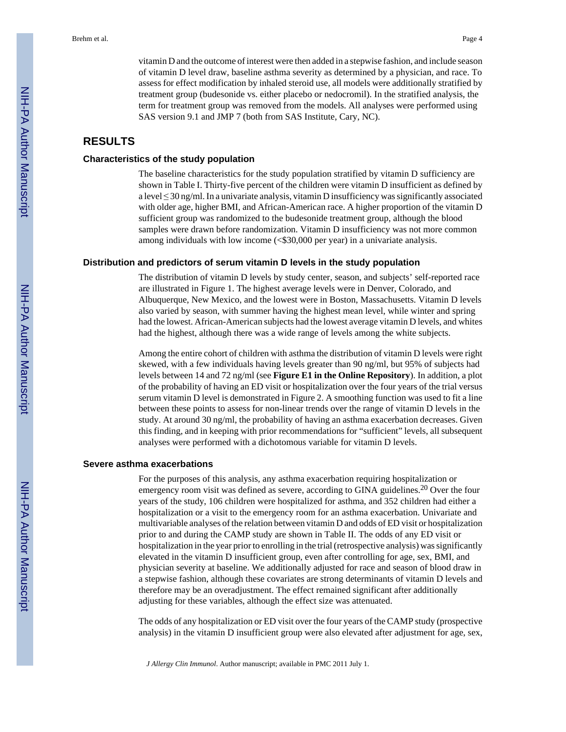vitamin D and the outcome of interest were then added in a stepwise fashion, and include season of vitamin D level draw, baseline asthma severity as determined by a physician, and race. To assess for effect modification by inhaled steroid use, all models were additionally stratified by treatment group (budesonide vs. either placebo or nedocromil). In the stratified analysis, the term for treatment group was removed from the models. All analyses were performed using SAS version 9.1 and JMP 7 (both from SAS Institute, Cary, NC).

## RESULTS

### Characteristics of the study population

The baseline characteristics for the study population stratified by vitamin D sufficiency are shown in Table I. Thirty-five percent of the children were vitamin D insufficient as defined by a level ≤ 30 ng/ml. In a univariate analysis, vitamin D insufficiency was significantly associated with older age, higher BMI, and African-American race. A higher proportion of the vitamin D sufficient group was randomized to the budesonide treatment group, although the blood samples were drawn before randomization. Vitamin D insufficiency was not more common among individuals with low income (<$30,000 per year) in a univariate analysis.

### Distribution and predictors of serum vitamin D levels in the study population

The distribution of vitamin D levels by study center, season, and subjects' self-reported race are illustrated in Figure 1. The highest average levels were in Denver, Colorado, and Albuquerque, New Mexico, and the lowest were in Boston, Massachusetts. Vitamin D levels also varied by season, with summer having the highest mean level, while winter and spring had the lowest. African-American subjects had the lowest average vitamin D levels, and whites had the highest, although there was a wide range of levels among the white subjects.

Among the entire cohort of children with asthma the distribution of vitamin D levels were right skewed, with a few individuals having levels greater than 90 ng/ml, but 95% of subjects had levels between 14 and 72 ng/ml (see **Figure E1 in the Online Repository**). In addition, a plot of the probability of having an ED visit or hospitalization over the four years of the trial versus serum vitamin D level is demonstrated in Figure 2. A smoothing function was used to fit a line between these points to assess for non-linear trends over the range of vitamin D levels in the study. At around 30 ng/ml, the probability of having an asthma exacerbation decreases. Given this finding, and in keeping with prior recommendations for "sufficient" levels, all subsequent analyses were performed with a dichotomous variable for vitamin D levels.

### Severe asthma exacerbations

For the purposes of this analysis, any asthma exacerbation requiring hospitalization or emergency room visit was defined as severe, according to GINA guidelines.[20] Over the four years of the study, 106 children were hospitalized for asthma, and 352 children had either a hospitalization or a visit to the emergency room for an asthma exacerbation. Univariate and multivariable analyses of the relation between vitamin D and odds of ED visit or hospitalization prior to and during the CAMP study are shown in Table II. The odds of any ED visit or hospitalization in the year prior to enrolling in the trial (retrospective analysis) was significantly elevated in the vitamin D insufficient group, even after controlling for age, sex, BMI, and physician severity at baseline. We additionally adjusted for race and season of blood draw in a stepwise fashion, although these covariates are strong determinants of vitamin D levels and therefore may be an overadjustment. The effect remained significant after additionally adjusting for these variables, although the effect size was attenuated.

The odds of any hospitalization or ED visit over the four years of the CAMP study (prospective analysis) in the vitamin D insufficient group were also elevated after adjustment for age, sex,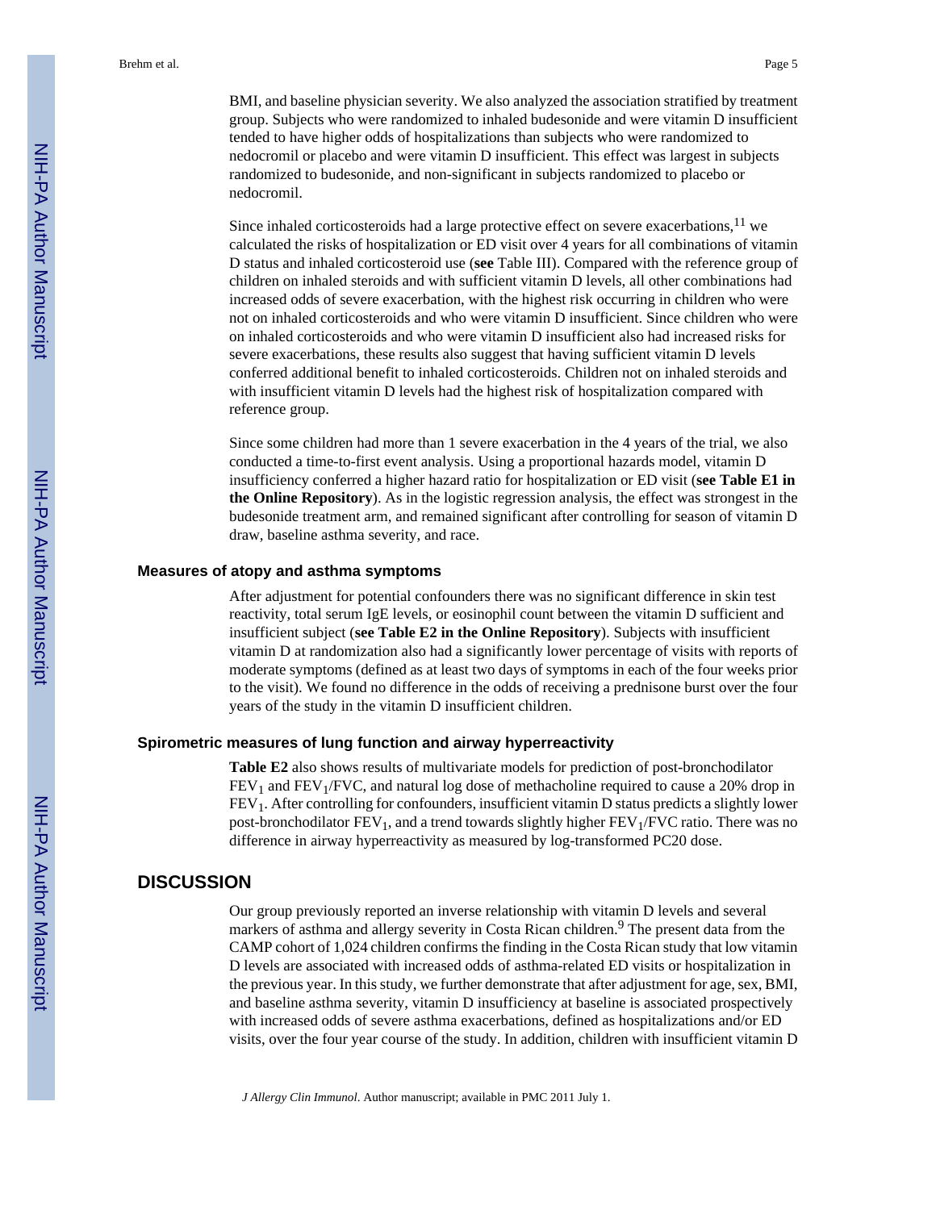BMI, and baseline physician severity. We also analyzed the association stratified by treatment group. Subjects who were randomized to inhaled budesonide and were vitamin D insufficient tended to have higher odds of hospitalizations than subjects who were randomized to nedocromil or placebo and were vitamin D insufficient. This effect was largest in subjects randomized to budesonide, and non-significant in subjects randomized to placebo or nedocromil.

Since inhaled corticosteroids had a large protective effect on severe exacerbations,[11] we calculated the risks of hospitalization or ED visit over 4 years for all combinations of vitamin D status and inhaled corticosteroid use (**see** Table III). Compared with the reference group of children on inhaled steroids and with sufficient vitamin D levels, all other combinations had increased odds of severe exacerbation, with the highest risk occurring in children who were not on inhaled corticosteroids and who were vitamin D insufficient. Since children who were on inhaled corticosteroids and who were vitamin D insufficient also had increased risks for severe exacerbations, these results also suggest that having sufficient vitamin D levels conferred additional benefit to inhaled corticosteroids. Children not on inhaled steroids and with insufficient vitamin D levels had the highest risk of hospitalization compared with reference group.

Since some children had more than 1 severe exacerbation in the 4 years of the trial, we also conducted a time-to-first event analysis. Using a proportional hazards model, vitamin D insufficiency conferred a higher hazard ratio for hospitalization or ED visit (**see Table E1 in the Online Repository**). As in the logistic regression analysis, the effect was strongest in the budesonide treatment arm, and remained significant after controlling for season of vitamin D draw, baseline asthma severity, and race.

### Measures of atopy and asthma symptoms

After adjustment for potential confounders there was no significant difference in skin test reactivity, total serum IgE levels, or eosinophil count between the vitamin D sufficient and insufficient subject (**see Table E2 in the Online Repository**). Subjects with insufficient vitamin D at randomization also had a significantly lower percentage of visits with reports of moderate symptoms (defined as at least two days of symptoms in each of the four weeks prior to the visit). We found no difference in the odds of receiving a prednisone burst over the four years of the study in the vitamin D insufficient children.

### Spirometric measures of lung function and airway hyperreactivity

**Table E2** also shows results of multivariate models for prediction of post-bronchodilator $FEV_1$ and $FEV_1$/FVC, and natural log dose of methacholine required to cause a 20% drop in $FEV_1$. After controlling for confounders, insufficient vitamin D status predicts a slightly lower post-bronchodilator $FEV_1$, and a trend towards slightly higher $FEV_1$/FVC ratio. There was no difference in airway hyperreactivity as measured by log-transformed PC20 dose.

## DISCUSSION

Our group previously reported an inverse relationship with vitamin D levels and several markers of asthma and allergy severity in Costa Rican children.[9] The present data from the CAMP cohort of 1,024 children confirms the finding in the Costa Rican study that low vitamin D levels are associated with increased odds of asthma-related ED visits or hospitalization in the previous year. In this study, we further demonstrate that after adjustment for age, sex, BMI, and baseline asthma severity, vitamin D insufficiency at baseline is associated prospectively with increased odds of severe asthma exacerbations, defined as hospitalizations and/or ED visits, over the four year course of the study. In addition, children with insufficient vitamin D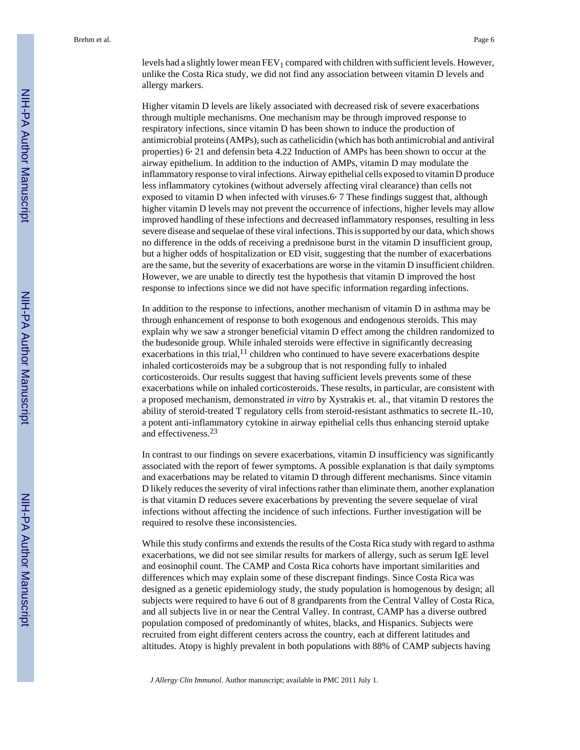levels had a slightly lower mean $FEV_1$ compared with children with sufficient levels. However, unlike the Costa Rica study, we did not find any association between vitamin D levels and allergy markers.

Higher vitamin D levels are likely associated with decreased risk of severe exacerbations through multiple mechanisms. One mechanism may be through improved response to respiratory infections, since vitamin D has been shown to induce the production of antimicrobial proteins (AMPs), such as cathelicidin (which has both antimicrobial and antiviral properties) 6, 21 and defensin beta 4.22 Induction of AMPs has been shown to occur at the airway epithelium. In addition to the induction of AMPs, vitamin D may modulate the inflammatory response to viral infections. Airway epithelial cells exposed to vitamin D produce less inflammatory cytokines (without adversely affecting viral clearance) than cells not exposed to vitamin D when infected with viruses.6, 7 These findings suggest that, although higher vitamin D levels may not prevent the occurrence of infections, higher levels may allow improved handling of these infections and decreased inflammatory responses, resulting in less severe disease and sequelae of these viral infections. This is supported by our data, which shows no difference in the odds of receiving a prednisone burst in the vitamin D insufficient group, but a higher odds of hospitalization or ED visit, suggesting that the number of exacerbations are the same, but the severity of exacerbations are worse in the vitamin D insufficient children. However, we are unable to directly test the hypothesis that vitamin D improved the host response to infections since we did not have specific information regarding infections.

In addition to the response to infections, another mechanism of vitamin D in asthma may be through enhancement of response to both exogenous and endogenous steroids. This may explain why we saw a stronger beneficial vitamin D effect among the children randomized to the budesonide group. While inhaled steroids were effective in significantly decreasing exacerbations in this trial,[11] children who continued to have severe exacerbations despite inhaled corticosteroids may be a subgroup that is not responding fully to inhaled corticosteroids. Our results suggest that having sufficient levels prevents some of these exacerbations while on inhaled corticosteroids. These results, in particular, are consistent with a proposed mechanism, demonstrated *in vitro* by Xystrakis et. al., that vitamin D restores the ability of steroid-treated T regulatory cells from steroid-resistant asthmatics to secrete IL-10, a potent anti-inflammatory cytokine in airway epithelial cells thus enhancing steroid uptake and effectiveness.[23]

In contrast to our findings on severe exacerbations, vitamin D insufficiency was significantly associated with the report of fewer symptoms. A possible explanation is that daily symptoms and exacerbations may be related to vitamin D through different mechanisms. Since vitamin D likely reduces the severity of viral infections rather than eliminate them, another explanation is that vitamin D reduces severe exacerbations by preventing the severe sequelae of viral infections without affecting the incidence of such infections. Further investigation will be required to resolve these inconsistencies.

While this study confirms and extends the results of the Costa Rica study with regard to asthma exacerbations, we did not see similar results for markers of allergy, such as serum IgE level and eosinophil count. The CAMP and Costa Rica cohorts have important similarities and differences which may explain some of these discrepant findings. Since Costa Rica was designed as a genetic epidemiology study, the study population is homogenous by design; all subjects were required to have 6 out of 8 grandparents from the Central Valley of Costa Rica, and all subjects live in or near the Central Valley. In contrast, CAMP has a diverse outbred population composed of predominantly of whites, blacks, and Hispanics. Subjects were recruited from eight different centers across the country, each at different latitudes and altitudes. Atopy is highly prevalent in both populations with 88% of CAMP subjects having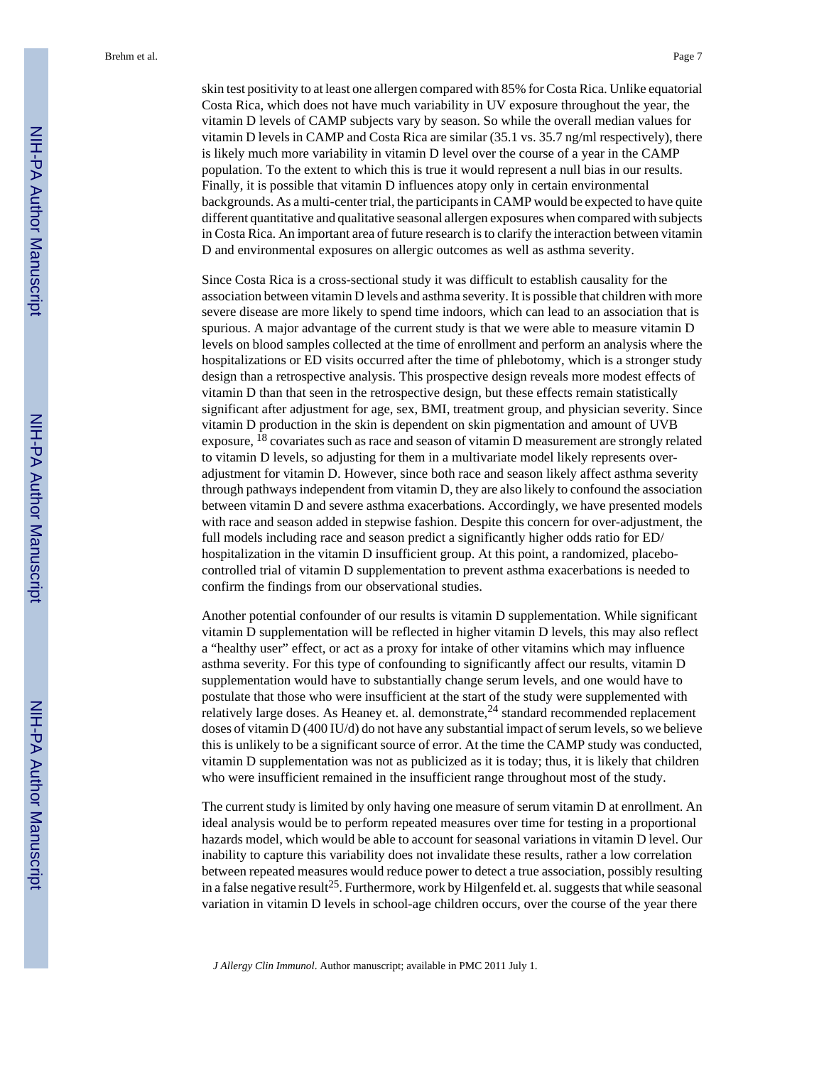skin test positivity to at least one allergen compared with 85% for Costa Rica. Unlike equatorial Costa Rica, which does not have much variability in UV exposure throughout the year, the vitamin D levels of CAMP subjects vary by season. So while the overall median values for vitamin D levels in CAMP and Costa Rica are similar (35.1 vs. 35.7 ng/ml respectively), there is likely much more variability in vitamin D level over the course of a year in the CAMP population. To the extent to which this is true it would represent a null bias in our results. Finally, it is possible that vitamin D influences atopy only in certain environmental backgrounds. As a multi-center trial, the participants in CAMP would be expected to have quite different quantitative and qualitative seasonal allergen exposures when compared with subjects in Costa Rica. An important area of future research is to clarify the interaction between vitamin D and environmental exposures on allergic outcomes as well as asthma severity.

Since Costa Rica is a cross-sectional study it was difficult to establish causality for the association between vitamin D levels and asthma severity. It is possible that children with more severe disease are more likely to spend time indoors, which can lead to an association that is spurious. A major advantage of the current study is that we were able to measure vitamin D levels on blood samples collected at the time of enrollment and perform an analysis where the hospitalizations or ED visits occurred after the time of phlebotomy, which is a stronger study design than a retrospective analysis. This prospective design reveals more modest effects of vitamin D than that seen in the retrospective design, but these effects remain statistically significant after adjustment for age, sex, BMI, treatment group, and physician severity. Since vitamin D production in the skin is dependent on skin pigmentation and amount of UVB exposure, [18] covariates such as race and season of vitamin D measurement are strongly related to vitamin D levels, so adjusting for them in a multivariate model likely represents over-adjustment for vitamin D. However, since both race and season likely affect asthma severity through pathways independent from vitamin D, they are also likely to confound the association between vitamin D and severe asthma exacerbations. Accordingly, we have presented models with race and season added in stepwise fashion. Despite this concern for over-adjustment, the full models including race and season predict a significantly higher odds ratio for ED/ hospitalization in the vitamin D insufficient group. At this point, a randomized, placebo-controlled trial of vitamin D supplementation to prevent asthma exacerbations is needed to confirm the findings from our observational studies.

Another potential confounder of our results is vitamin D supplementation. While significant vitamin D supplementation will be reflected in higher vitamin D levels, this may also reflect a "healthy user" effect, or act as a proxy for intake of other vitamins which may influence asthma severity. For this type of confounding to significantly affect our results, vitamin D supplementation would have to substantially change serum levels, and one would have to postulate that those who were insufficient at the start of the study were supplemented with relatively large doses. As Heaney et. al. demonstrate,[24] standard recommended replacement doses of vitamin D (400 IU/d) do not have any substantial impact of serum levels, so we believe this is unlikely to be a significant source of error. At the time the CAMP study was conducted, vitamin D supplementation was not as publicized as it is today; thus, it is likely that children who were insufficient remained in the insufficient range throughout most of the study.

The current study is limited by only having one measure of serum vitamin D at enrollment. An ideal analysis would be to perform repeated measures over time for testing in a proportional hazards model, which would be able to account for seasonal variations in vitamin D level. Our inability to capture this variability does not invalidate these results, rather a low correlation between repeated measures would reduce power to detect a true association, possibly resulting in a false negative result[25]. Furthermore, work by Hilgenfeld et. al. suggests that while seasonal variation in vitamin D levels in school-age children occurs, over the course of the year there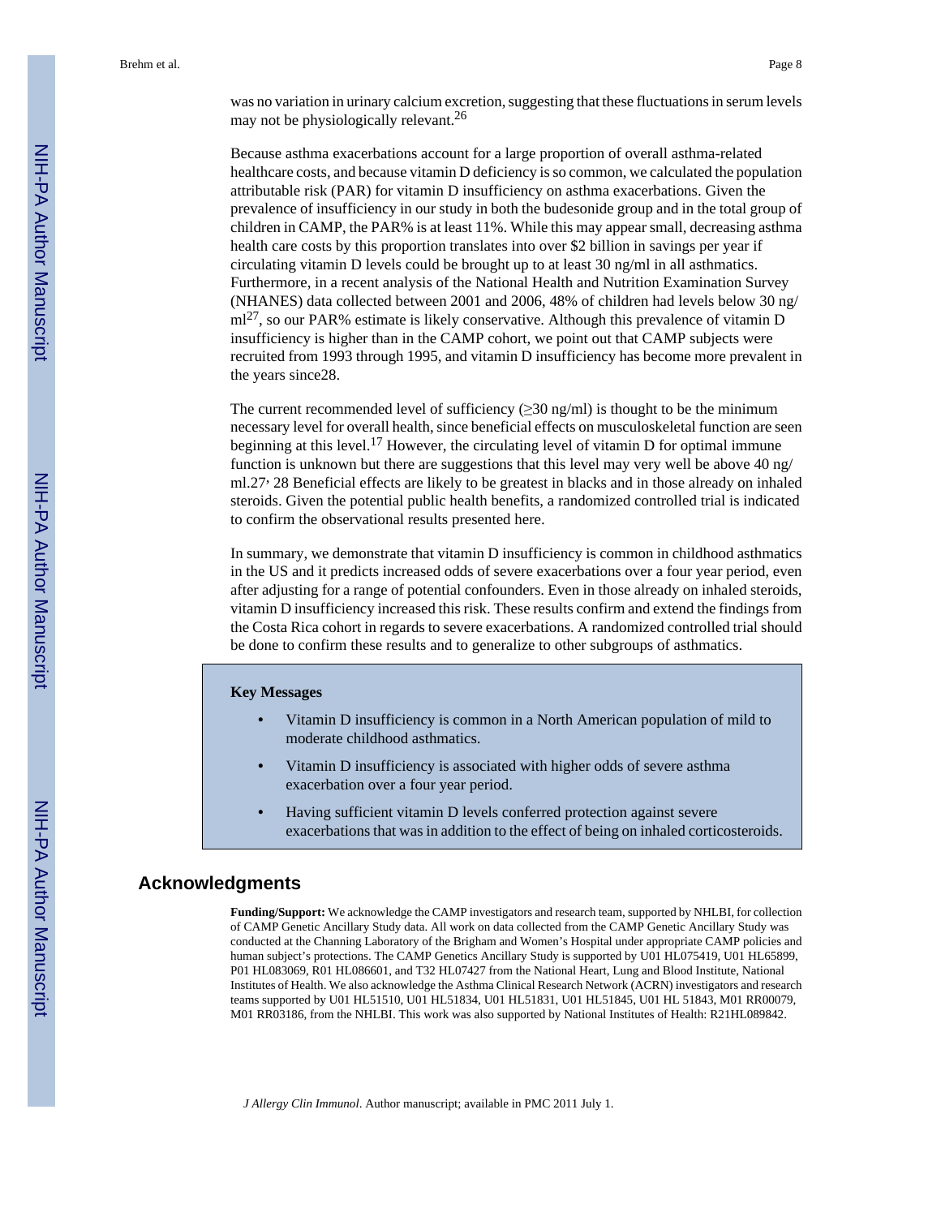was no variation in urinary calcium excretion, suggesting that these fluctuations in serum levels may not be physiologically relevant.[26]

Because asthma exacerbations account for a large proportion of overall asthma-related healthcare costs, and because vitamin D deficiency is so common, we calculated the population attributable risk (PAR) for vitamin D insufficiency on asthma exacerbations. Given the prevalence of insufficiency in our study in both the budesonide group and in the total group of children in CAMP, the PAR% is at least 11%. While this may appear small, decreasing asthma health care costs by this proportion translates into over $2 billion in savings per year if circulating vitamin D levels could be brought up to at least 30 ng/ml in all asthmatics. Furthermore, in a recent analysis of the National Health and Nutrition Examination Survey (NHANES) data collected between 2001 and 2006, 48% of children had levels below 30 ng/ml[27], so our PAR% estimate is likely conservative. Although this prevalence of vitamin D insufficiency is higher than in the CAMP cohort, we point out that CAMP subjects were recruited from 1993 through 1995, and vitamin D insufficiency has become more prevalent in the years since28.

The current recommended level of sufficiency (≥30 ng/ml) is thought to be the minimum necessary level for overall health, since beneficial effects on musculoskeletal function are seen beginning at this level.[17] However, the circulating level of vitamin D for optimal immune function is unknown but there are suggestions that this level may very well be above 40 ng/ml.27, 28 Beneficial effects are likely to be greatest in blacks and in those already on inhaled steroids. Given the potential public health benefits, a randomized controlled trial is indicated to confirm the observational results presented here.

In summary, we demonstrate that vitamin D insufficiency is common in childhood asthmatics in the US and it predicts increased odds of severe exacerbations over a four year period, even after adjusting for a range of potential confounders. Even in those already on inhaled steroids, vitamin D insufficiency increased this risk. These results confirm and extend the findings from the Costa Rica cohort in regards to severe exacerbations. A randomized controlled trial should be done to confirm these results and to generalize to other subgroups of asthmatics.

**Key Messages**

- Vitamin D insufficiency is common in a North American population of mild to moderate childhood asthmatics.
- Vitamin D insufficiency is associated with higher odds of severe asthma exacerbation over a four year period.
- Having sufficient vitamin D levels conferred protection against severe exacerbations that was in addition to the effect of being on inhaled corticosteroids.

## Acknowledgments

**Funding/Support:** We acknowledge the CAMP investigators and research team, supported by NHLBI, for collection of CAMP Genetic Ancillary Study data. All work on data collected from the CAMP Genetic Ancillary Study was conducted at the Channing Laboratory of the Brigham and Women's Hospital under appropriate CAMP policies and human subject's protections. The CAMP Genetics Ancillary Study is supported by U01 HL075419, U01 HL65899, P01 HL083069, R01 HL086601, and T32 HL07427 from the National Heart, Lung and Blood Institute, National Institutes of Health. We also acknowledge the Asthma Clinical Research Network (ACRN) investigators and research teams supported by U01 HL51510, U01 HL51834, U01 HL51831, U01 HL51845, U01 HL 51843, M01 RR00079, M01 RR03186, from the NHLBI. This work was also supported by National Institutes of Health: R21HL089842.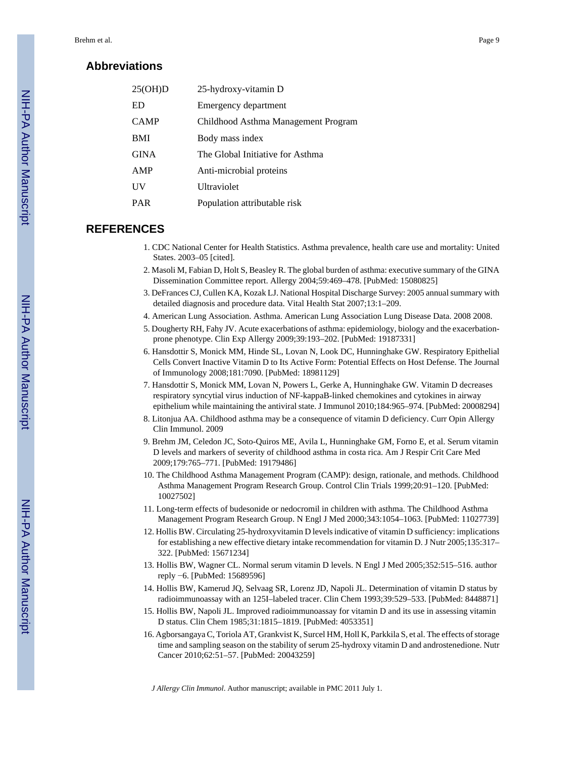## Abbreviations

| | |
|---|---|
| 25(OH)D | 25-hydroxy-vitamin D |
| ED | Emergency department |
| CAMP | Childhood Asthma Management Program |
| BMI | Body mass index |
| GINA | The Global Initiative for Asthma |
| AMP | Anti-microbial proteins |
| UV | Ultraviolet |
| PAR | Population attributable risk |

## REFERENCES

1. CDC National Center for Health Statistics. Asthma prevalence, health care use and mortality: United States. 2003–05 [cited].
2. Masoli M, Fabian D, Holt S, Beasley R. The global burden of asthma: executive summary of the GINA Dissemination Committee report. Allergy 2004;59:469–478. [PubMed: 15080825]
3. DeFrances CJ, Cullen KA, Kozak LJ. National Hospital Discharge Survey: 2005 annual summary with detailed diagnosis and procedure data. Vital Health Stat 2007;13:1–209.
4. American Lung Association. Asthma. American Lung Association Lung Disease Data. 2008 2008.
5. Dougherty RH, Fahy JV. Acute exacerbations of asthma: epidemiology, biology and the exacerbation-prone phenotype. Clin Exp Allergy 2009;39:193–202. [PubMed: 19187331]
6. Hansdottir S, Monick MM, Hinde SL, Lovan N, Look DC, Hunninghake GW. Respiratory Epithelial Cells Convert Inactive Vitamin D to Its Active Form: Potential Effects on Host Defense. The Journal of Immunology 2008;181:7090. [PubMed: 18981129]
7. Hansdottir S, Monick MM, Lovan N, Powers L, Gerke A, Hunninghake GW. Vitamin D decreases respiratory syncytial virus induction of NF-kappaB-linked chemokines and cytokines in airway epithelium while maintaining the antiviral state. J Immunol 2010;184:965–974. [PubMed: 20008294]
8. Litonjua AA. Childhood asthma may be a consequence of vitamin D deficiency. Curr Opin Allergy Clin Immunol. 2009
9. Brehm JM, Celedon JC, Soto-Quiros ME, Avila L, Hunninghake GM, Forno E, et al. Serum vitamin D levels and markers of severity of childhood asthma in costa rica. Am J Respir Crit Care Med 2009;179:765–771. [PubMed: 19179486]
10. The Childhood Asthma Management Program (CAMP): design, rationale, and methods. Childhood Asthma Management Program Research Group. Control Clin Trials 1999;20:91–120. [PubMed: 10027502]
11. Long-term effects of budesonide or nedocromil in children with asthma. The Childhood Asthma Management Program Research Group. N Engl J Med 2000;343:1054–1063. [PubMed: 11027739]
12. Hollis BW. Circulating 25-hydroxyvitamin D levels indicative of vitamin D sufficiency: implications for establishing a new effective dietary intake recommendation for vitamin D. J Nutr 2005;135:317–322. [PubMed: 15671234]
13. Hollis BW, Wagner CL. Normal serum vitamin D levels. N Engl J Med 2005;352:515–516. author reply −6. [PubMed: 15689596]
14. Hollis BW, Kamerud JQ, Selvaag SR, Lorenz JD, Napoli JL. Determination of vitamin D status by radioimmunoassay with an 125I–labeled tracer. Clin Chem 1993;39:529–533. [PubMed: 8448871]
15. Hollis BW, Napoli JL. Improved radioimmunoassay for vitamin D and its use in assessing vitamin D status. Clin Chem 1985;31:1815–1819. [PubMed: 4053351]
16. Agborsangaya C, Toriola AT, Grankvist K, Surcel HM, Holl K, Parkkila S, et al. The effects of storage time and sampling season on the stability of serum 25-hydroxy vitamin D and androstenedione. Nutr Cancer 2010;62:51–57. [PubMed: 20043259]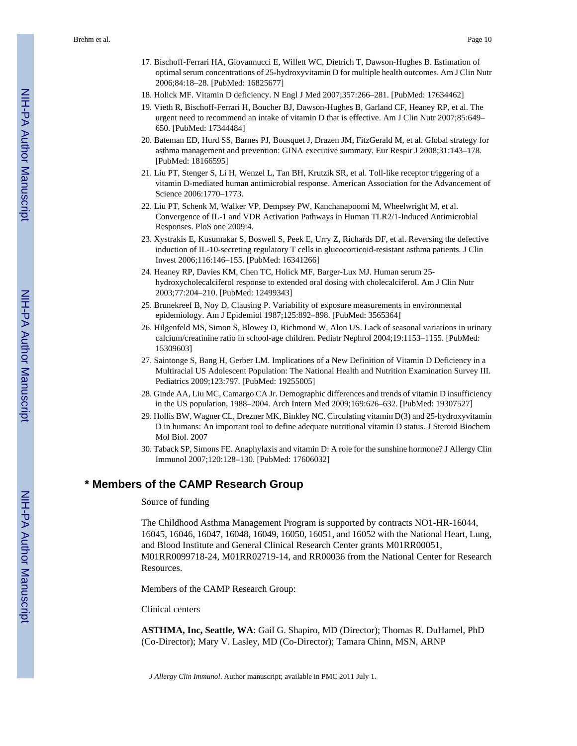17. Bischoff-Ferrari HA, Giovannucci E, Willett WC, Dietrich T, Dawson-Hughes B. Estimation of optimal serum concentrations of 25-hydroxyvitamin D for multiple health outcomes. Am J Clin Nutr 2006;84:18–28. [PubMed: 16825677]
18. Holick MF. Vitamin D deficiency. N Engl J Med 2007;357:266–281. [PubMed: 17634462]
19. Vieth R, Bischoff-Ferrari H, Boucher BJ, Dawson-Hughes B, Garland CF, Heaney RP, et al. The urgent need to recommend an intake of vitamin D that is effective. Am J Clin Nutr 2007;85:649–650. [PubMed: 17344484]
20. Bateman ED, Hurd SS, Barnes PJ, Bousquet J, Drazen JM, FitzGerald M, et al. Global strategy for asthma management and prevention: GINA executive summary. Eur Respir J 2008;31:143–178. [PubMed: 18166595]
21. Liu PT, Stenger S, Li H, Wenzel L, Tan BH, Krutzik SR, et al. Toll-like receptor triggering of a vitamin D-mediated human antimicrobial response. American Association for the Advancement of Science 2006:1770–1773.
22. Liu PT, Schenk M, Walker VP, Dempsey PW, Kanchanapoomi M, Wheelwright M, et al. Convergence of IL-1 and VDR Activation Pathways in Human TLR2/1-Induced Antimicrobial Responses. PloS one 2009:4.
23. Xystrakis E, Kusumakar S, Boswell S, Peek E, Urry Z, Richards DF, et al. Reversing the defective induction of IL-10-secreting regulatory T cells in glucocorticoid-resistant asthma patients. J Clin Invest 2006;116:146–155. [PubMed: 16341266]
24. Heaney RP, Davies KM, Chen TC, Holick MF, Barger-Lux MJ. Human serum 25-hydroxycholecalciferol response to extended oral dosing with cholecalciferol. Am J Clin Nutr 2003;77:204–210. [PubMed: 12499343]
25. Brunekreef B, Noy D, Clausing P. Variability of exposure measurements in environmental epidemiology. Am J Epidemiol 1987;125:892–898. [PubMed: 3565364]
26. Hilgenfeld MS, Simon S, Blowey D, Richmond W, Alon US. Lack of seasonal variations in urinary calcium/creatinine ratio in school-age children. Pediatr Nephrol 2004;19:1153–1155. [PubMed: 15309603]
27. Saintonge S, Bang H, Gerber LM. Implications of a New Definition of Vitamin D Deficiency in a Multiracial US Adolescent Population: The National Health and Nutrition Examination Survey III. Pediatrics 2009;123:797. [PubMed: 19255005]
28. Ginde AA, Liu MC, Camargo CA Jr. Demographic differences and trends of vitamin D insufficiency in the US population, 1988–2004. Arch Intern Med 2009;169:626–632. [PubMed: 19307527]
29. Hollis BW, Wagner CL, Drezner MK, Binkley NC. Circulating vitamin D(3) and 25-hydroxyvitamin D in humans: An important tool to define adequate nutritional vitamin D status. J Steroid Biochem Mol Biol. 2007
30. Taback SP, Simons FE. Anaphylaxis and vitamin D: A role for the sunshine hormone? J Allergy Clin Immunol 2007;120:128–130. [PubMed: 17606032]

## * Members of the CAMP Research Group

Source of funding

The Childhood Asthma Management Program is supported by contracts NO1-HR-16044, 16045, 16046, 16047, 16048, 16049, 16050, 16051, and 16052 with the National Heart, Lung, and Blood Institute and General Clinical Research Center grants M01RR00051, M01RR0099718-24, M01RR02719-14, and RR00036 from the National Center for Research Resources.

Members of the CAMP Research Group:

Clinical centers

**ASTHMA, Inc, Seattle, WA**: Gail G. Shapiro, MD (Director); Thomas R. DuHamel, PhD (Co-Director); Mary V. Lasley, MD (Co-Director); Tamara Chinn, MSN, ARNP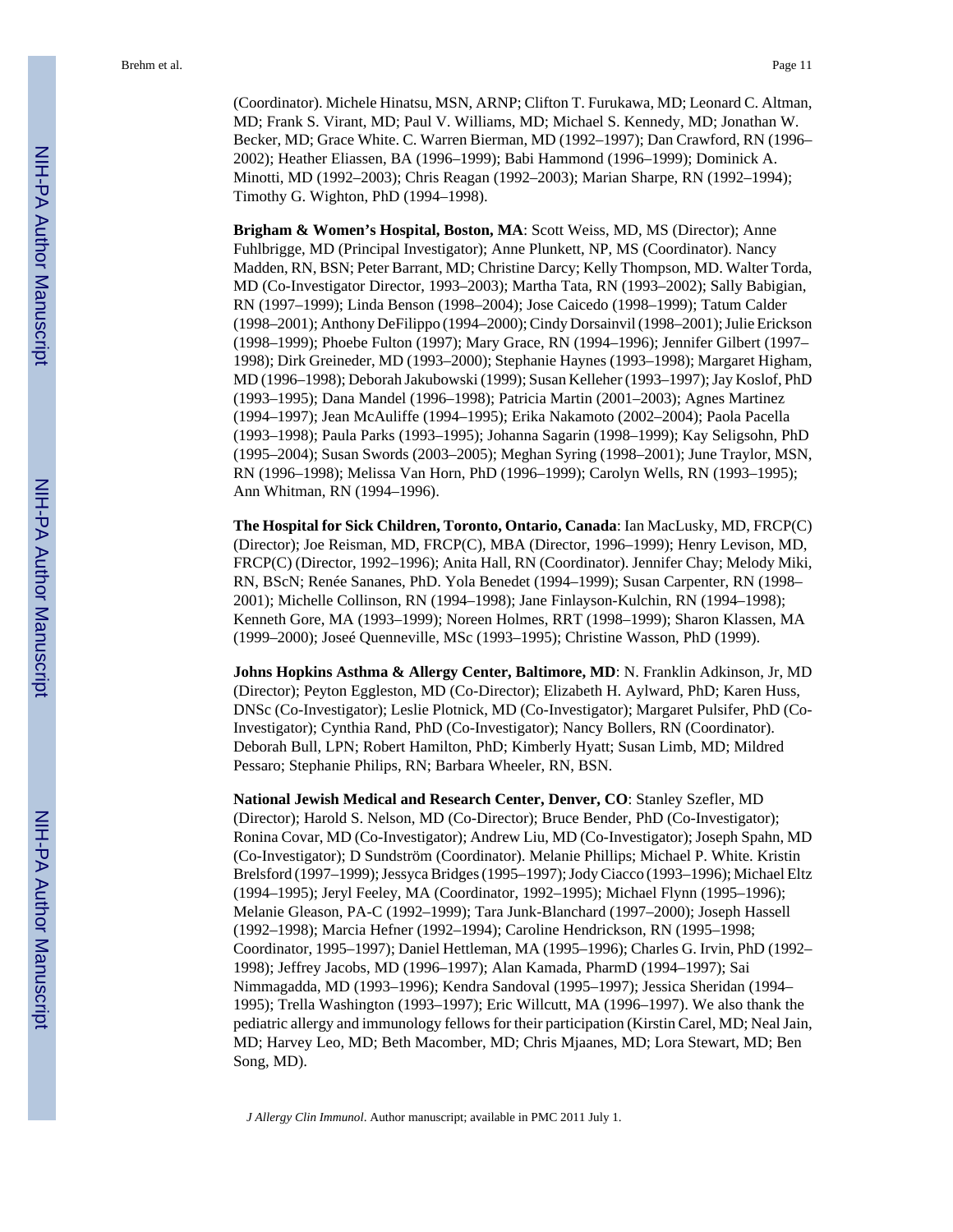(Coordinator). Michele Hinatsu, MSN, ARNP; Clifton T. Furukawa, MD; Leonard C. Altman, MD; Frank S. Virant, MD; Paul V. Williams, MD; Michael S. Kennedy, MD; Jonathan W. Becker, MD; Grace White. C. Warren Bierman, MD (1992–1997); Dan Crawford, RN (1996–2002); Heather Eliassen, BA (1996–1999); Babi Hammond (1996–1999); Dominick A. Minotti, MD (1992–2003); Chris Reagan (1992–2003); Marian Sharpe, RN (1992–1994); Timothy G. Wighton, PhD (1994–1998).

**Brigham & Women's Hospital, Boston, MA**: Scott Weiss, MD, MS (Director); Anne Fuhlbrigge, MD (Principal Investigator); Anne Plunkett, NP, MS (Coordinator). Nancy Madden, RN, BSN; Peter Barrant, MD; Christine Darcy; Kelly Thompson, MD. Walter Torda, MD (Co-Investigator Director, 1993–2003); Martha Tata, RN (1993–2002); Sally Babigian, RN (1997–1999); Linda Benson (1998–2004); Jose Caicedo (1998–1999); Tatum Calder (1998–2001); Anthony DeFilippo (1994–2000); Cindy Dorsainvil (1998–2001); Julie Erickson (1998–1999); Phoebe Fulton (1997); Mary Grace, RN (1994–1996); Jennifer Gilbert (1997–1998); Dirk Greineder, MD (1993–2000); Stephanie Haynes (1993–1998); Margaret Higham, MD (1996–1998); Deborah Jakubowski (1999); Susan Kelleher (1993–1997); Jay Koslof, PhD (1993–1995); Dana Mandel (1996–1998); Patricia Martin (2001–2003); Agnes Martinez (1994–1997); Jean McAuliffe (1994–1995); Erika Nakamoto (2002–2004); Paola Pacella (1993–1998); Paula Parks (1993–1995); Johanna Sagarin (1998–1999); Kay Seligsohn, PhD (1995–2004); Susan Swords (2003–2005); Meghan Syring (1998–2001); June Traylor, MSN, RN (1996–1998); Melissa Van Horn, PhD (1996–1999); Carolyn Wells, RN (1993–1995); Ann Whitman, RN (1994–1996).

**The Hospital for Sick Children, Toronto, Ontario, Canada**: Ian MacLusky, MD, FRCP(C) (Director); Joe Reisman, MD, FRCP(C), MBA (Director, 1996–1999); Henry Levison, MD, FRCP(C) (Director, 1992–1996); Anita Hall, RN (Coordinator). Jennifer Chay; Melody Miki, RN, BScN; Renée Sananes, PhD. Yola Benedet (1994–1999); Susan Carpenter, RN (1998–2001); Michelle Collinson, RN (1994–1998); Jane Finlayson-Kulchin, RN (1994–1998); Kenneth Gore, MA (1993–1999); Noreen Holmes, RRT (1998–1999); Sharon Klassen, MA (1999–2000); Joseé Quenneville, MSc (1993–1995); Christine Wasson, PhD (1999).

**Johns Hopkins Asthma & Allergy Center, Baltimore, MD**: N. Franklin Adkinson, Jr, MD (Director); Peyton Eggleston, MD (Co-Director); Elizabeth H. Aylward, PhD; Karen Huss, DNSc (Co-Investigator); Leslie Plotnick, MD (Co-Investigator); Margaret Pulsifer, PhD (Co-Investigator); Cynthia Rand, PhD (Co-Investigator); Nancy Bollers, RN (Coordinator). Deborah Bull, LPN; Robert Hamilton, PhD; Kimberly Hyatt; Susan Limb, MD; Mildred Pessaro; Stephanie Philips, RN; Barbara Wheeler, RN, BSN.

**National Jewish Medical and Research Center, Denver, CO**: Stanley Szefler, MD (Director); Harold S. Nelson, MD (Co-Director); Bruce Bender, PhD (Co-Investigator); Ronina Covar, MD (Co-Investigator); Andrew Liu, MD (Co-Investigator); Joseph Spahn, MD (Co-Investigator); D Sundström (Coordinator). Melanie Phillips; Michael P. White. Kristin Brelsford (1997–1999); Jessyca Bridges (1995–1997); Jody Ciacco (1993–1996); Michael Eltz (1994–1995); Jeryl Feeley, MA (Coordinator, 1992–1995); Michael Flynn (1995–1996); Melanie Gleason, PA-C (1992–1999); Tara Junk-Blanchard (1997–2000); Joseph Hassell (1992–1998); Marcia Hefner (1992–1994); Caroline Hendrickson, RN (1995–1998; Coordinator, 1995–1997); Daniel Hettleman, MA (1995–1996); Charles G. Irvin, PhD (1992–1998); Jeffrey Jacobs, MD (1996–1997); Alan Kamada, PharmD (1994–1997); Sai Nimmagadda, MD (1993–1996); Kendra Sandoval (1995–1997); Jessica Sheridan (1994–1995); Trella Washington (1993–1997); Eric Willcutt, MA (1996–1997). We also thank the pediatric allergy and immunology fellows for their participation (Kirstin Carel, MD; Neal Jain, MD; Harvey Leo, MD; Beth Macomber, MD; Chris Mjaanes, MD; Lora Stewart, MD; Ben Song, MD).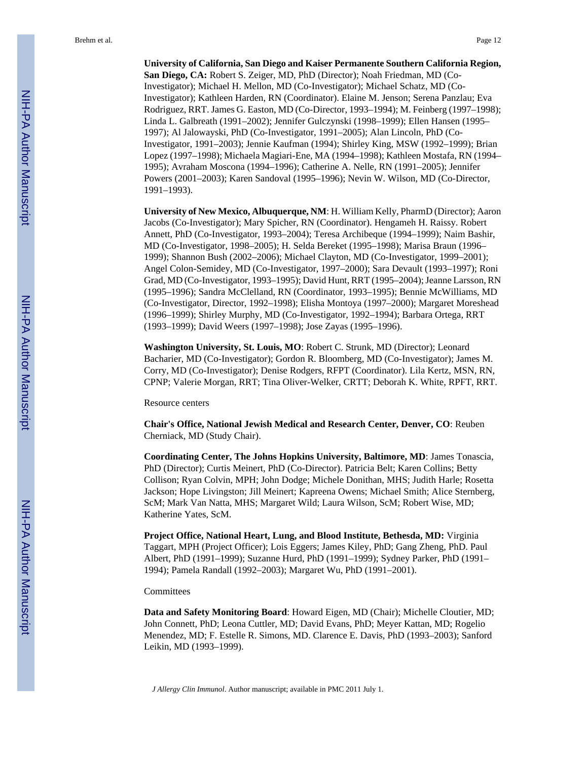**University of California, San Diego and Kaiser Permanente Southern California Region, San Diego, CA:** Robert S. Zeiger, MD, PhD (Director); Noah Friedman, MD (Co-Investigator); Michael H. Mellon, MD (Co-Investigator); Michael Schatz, MD (Co-Investigator); Kathleen Harden, RN (Coordinator). Elaine M. Jenson; Serena Panzlau; Eva Rodriguez, RRT. James G. Easton, MD (Co-Director, 1993–1994); M. Feinberg (1997–1998); Linda L. Galbreath (1991–2002); Jennifer Gulczynski (1998–1999); Ellen Hansen (1995–1997); Al Jalowayski, PhD (Co-Investigator, 1991–2005); Alan Lincoln, PhD (Co-Investigator, 1991–2003); Jennie Kaufman (1994); Shirley King, MSW (1992–1999); Brian Lopez (1997–1998); Michaela Magiari-Ene, MA (1994–1998); Kathleen Mostafa, RN (1994–1995); Avraham Moscona (1994–1996); Catherine A. Nelle, RN (1991–2005); Jennifer Powers (2001–2003); Karen Sandoval (1995–1996); Nevin W. Wilson, MD (Co-Director, 1991–1993).

**University of New Mexico, Albuquerque, NM**: H. William Kelly, PharmD (Director); Aaron Jacobs (Co-Investigator); Mary Spicher, RN (Coordinator). Hengameh H. Raissy. Robert Annett, PhD (Co-Investigator, 1993–2004); Teresa Archibeque (1994–1999); Naim Bashir, MD (Co-Investigator, 1998–2005); H. Selda Bereket (1995–1998); Marisa Braun (1996–1999); Shannon Bush (2002–2006); Michael Clayton, MD (Co-Investigator, 1999–2001); Angel Colon-Semidey, MD (Co-Investigator, 1997–2000); Sara Devault (1993–1997); Roni Grad, MD (Co-Investigator, 1993–1995); David Hunt, RRT (1995–2004); Jeanne Larsson, RN (1995–1996); Sandra McClelland, RN (Coordinator, 1993–1995); Bennie McWilliams, MD (Co-Investigator, Director, 1992–1998); Elisha Montoya (1997–2000); Margaret Moreshead (1996–1999); Shirley Murphy, MD (Co-Investigator, 1992–1994); Barbara Ortega, RRT (1993–1999); David Weers (1997–1998); Jose Zayas (1995–1996).

**Washington University, St. Louis, MO**: Robert C. Strunk, MD (Director); Leonard Bacharier, MD (Co-Investigator); Gordon R. Bloomberg, MD (Co-Investigator); James M. Corry, MD (Co-Investigator); Denise Rodgers, RFPT (Coordinator). Lila Kertz, MSN, RN, CPNP; Valerie Morgan, RRT; Tina Oliver-Welker, CRTT; Deborah K. White, RPFT, RRT.

Resource centers

**Chair's Office, National Jewish Medical and Research Center, Denver, CO**: Reuben Cherniack, MD (Study Chair).

**Coordinating Center, The Johns Hopkins University, Baltimore, MD**: James Tonascia, PhD (Director); Curtis Meinert, PhD (Co-Director). Patricia Belt; Karen Collins; Betty Collison; Ryan Colvin, MPH; John Dodge; Michele Donithan, MHS; Judith Harle; Rosetta Jackson; Hope Livingston; Jill Meinert; Kapreena Owens; Michael Smith; Alice Sternberg, ScM; Mark Van Natta, MHS; Margaret Wild; Laura Wilson, ScM; Robert Wise, MD; Katherine Yates, ScM.

**Project Office, National Heart, Lung, and Blood Institute, Bethesda, MD:** Virginia Taggart, MPH (Project Officer); Lois Eggers; James Kiley, PhD; Gang Zheng, PhD. Paul Albert, PhD (1991–1999); Suzanne Hurd, PhD (1991–1999); Sydney Parker, PhD (1991–1994); Pamela Randall (1992–2003); Margaret Wu, PhD (1991–2001).

Committees

**Data and Safety Monitoring Board**: Howard Eigen, MD (Chair); Michelle Cloutier, MD; John Connett, PhD; Leona Cuttler, MD; David Evans, PhD; Meyer Kattan, MD; Rogelio Menendez, MD; F. Estelle R. Simons, MD. Clarence E. Davis, PhD (1993–2003); Sanford Leikin, MD (1993–1999).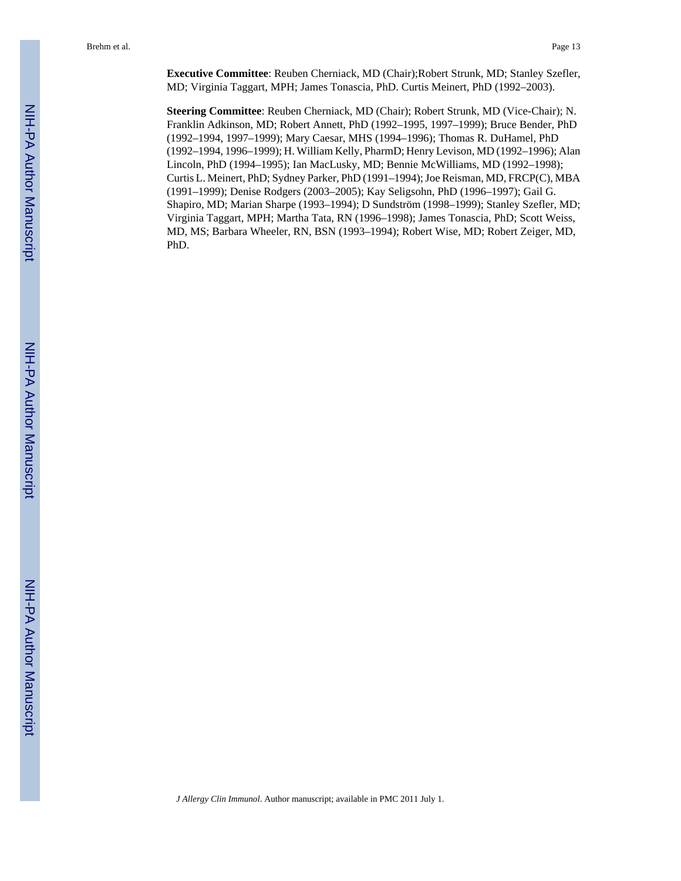**Executive Committee**: Reuben Cherniack, MD (Chair);Robert Strunk, MD; Stanley Szefler, MD; Virginia Taggart, MPH; James Tonascia, PhD. Curtis Meinert, PhD (1992–2003).

**Steering Committee**: Reuben Cherniack, MD (Chair); Robert Strunk, MD (Vice-Chair); N. Franklin Adkinson, MD; Robert Annett, PhD (1992–1995, 1997–1999); Bruce Bender, PhD (1992–1994, 1997–1999); Mary Caesar, MHS (1994–1996); Thomas R. DuHamel, PhD (1992–1994, 1996–1999); H. William Kelly, PharmD; Henry Levison, MD (1992–1996); Alan Lincoln, PhD (1994–1995); Ian MacLusky, MD; Bennie McWilliams, MD (1992–1998); Curtis L. Meinert, PhD; Sydney Parker, PhD (1991–1994); Joe Reisman, MD, FRCP(C), MBA (1991–1999); Denise Rodgers (2003–2005); Kay Seligsohn, PhD (1996–1997); Gail G. Shapiro, MD; Marian Sharpe (1993–1994); D Sundström (1998–1999); Stanley Szefler, MD; Virginia Taggart, MPH; Martha Tata, RN (1996–1998); James Tonascia, PhD; Scott Weiss, MD, MS; Barbara Wheeler, RN, BSN (1993–1994); Robert Wise, MD; Robert Zeiger, MD, PhD.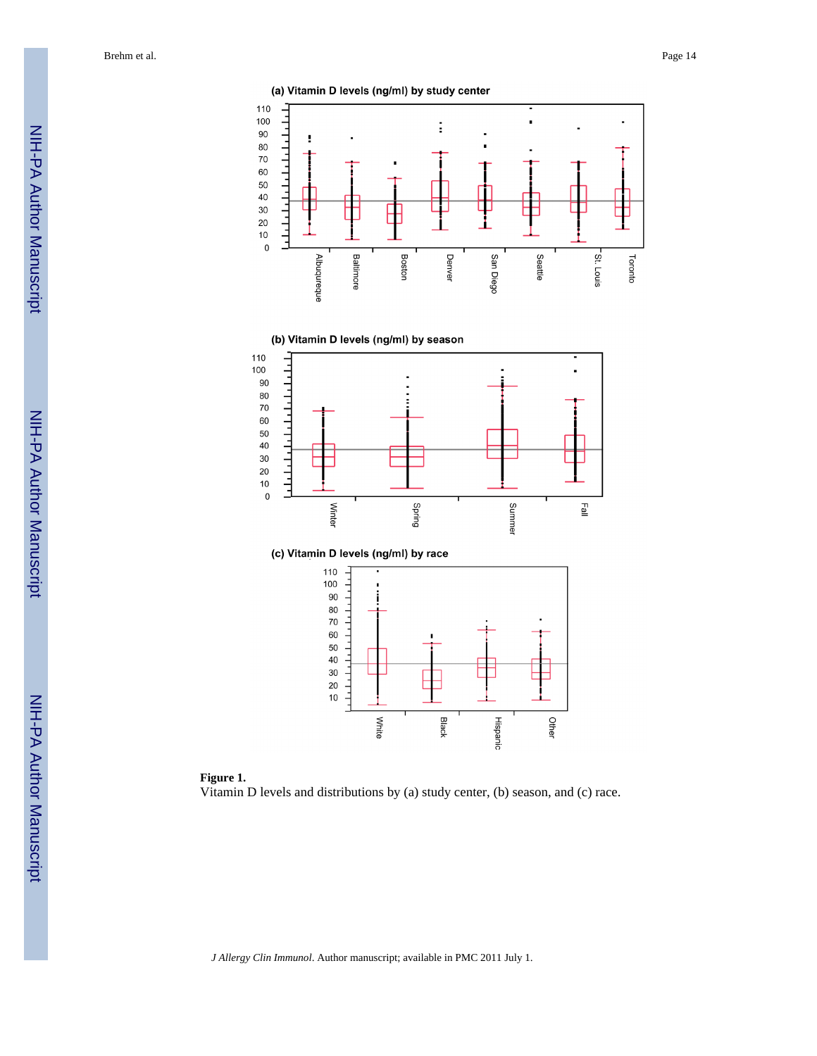**Figure 1.**

Vitamin D levels and distributions by (a) study center, (b) season, and (c) race.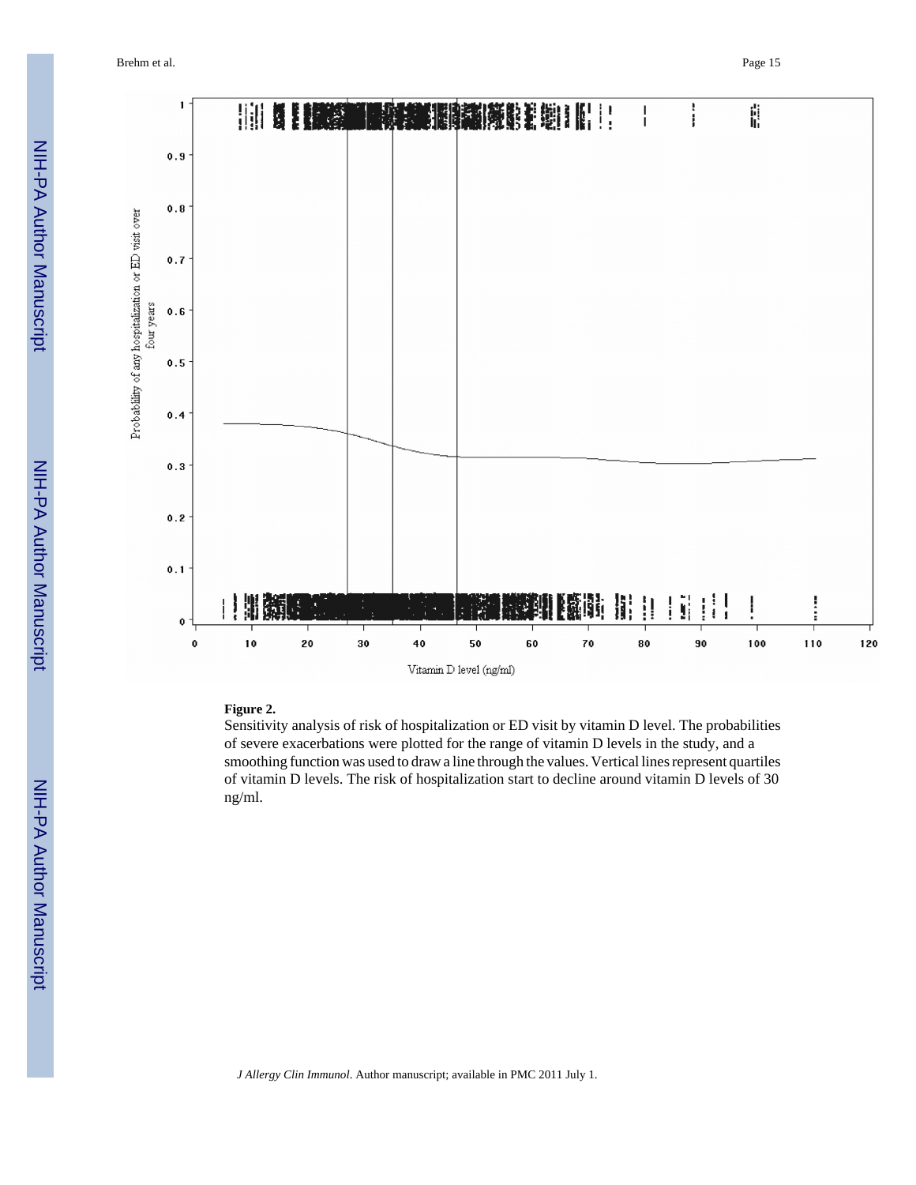**Figure 2.**

Sensitivity analysis of risk of hospitalization or ED visit by vitamin D level. The probabilities of severe exacerbations were plotted for the range of vitamin D levels in the study, and a smoothing function was used to draw a line through the values. Vertical lines represent quartiles of vitamin D levels. The risk of hospitalization start to decline around vitamin D levels of 30 ng/ml.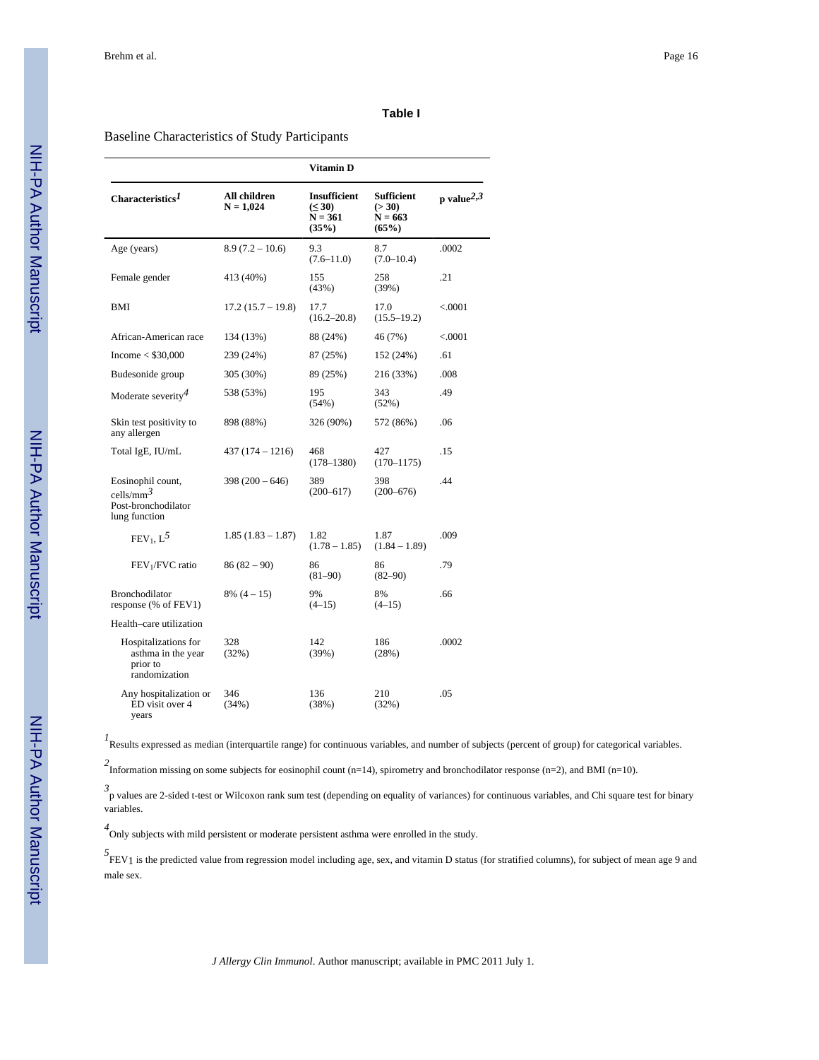## Table I

Baseline Characteristics of Study Participants

| | | Vitamin D | | |
|---|---|---|---|---|
| **Characteristics**[1] | **All children N = 1,024** | **Insufficient (≤ 30) N = 361 (35%)** | **Sufficient (> 30) N = 663 (65%)** | **p value**[2,3] |
| Age (years) | 8.9 (7.2 – 10.6) | 9.3 (7.6–11.0) | 8.7 (7.0–10.4) | .0002 |
| Female gender | 413 (40%) | 155 (43%) | 258 (39%) | .21 |
| BMI | 17.2 (15.7 – 19.8) | 17.7 (16.2–20.8) | 17.0 (15.5–19.2) | <.0001 |
| African-American race | 134 (13%) | 88 (24%) | 46 (7%) | <.0001 |
| Income < $30,000 | 239 (24%) | 87 (25%) | 152 (24%) | .61 |
| Budesonide group | 305 (30%) | 89 (25%) | 216 (33%) | .008 |
| Moderate severity[4] | 538 (53%) | 195 (54%) | 343 (52%) | .49 |
| Skin test positivity to any allergen | 898 (88%) | 326 (90%) | 572 (86%) | .06 |
| Total IgE, IU/mL | 437 (174 – 1216) | 468 (178–1380) | 427 (170–1175) | .15 |
| Eosinophil count, cells/$mm^3$ | 398 (200 – 646) | 389 (200–617) | 398 (200–676) | .44 |
| Post-bronchodilator lung function | | | | |
| $FEV_1$, L[5] | 1.85 (1.83 – 1.87) | 1.82 (1.78 – 1.85) | 1.87 (1.84 – 1.89) | .009 |
| $FEV_1$/FVC ratio | 86 (82 – 90) | 86 (81–90) | 86 (82–90) | .79 |
| Bronchodilator response (% of FEV1) | 8% (4 – 15) | 9% (4–15) | 8% (4–15) | .66 |
| Health–care utilization | | | | |
| Hospitalizations for asthma in the year prior to randomization | 328 (32%) | 142 (39%) | 186 (28%) | .0002 |
| Any hospitalization or ED visit over 4 years | 346 (34%) | 136 (38%) | 210 (32%) | .05 |

[1] Results expressed as median (interquartile range) for continuous variables, and number of subjects (percent of group) for categorical variables.

[2] Information missing on some subjects for eosinophil count (n=14), spirometry and bronchodilator response (n=2), and BMI (n=10).

[3] p values are 2-sided t-test or Wilcoxon rank sum test (depending on equality of variances) for continuous variables, and Chi square test for binary variables.

[4] Only subjects with mild persistent or moderate persistent asthma were enrolled in the study.

[5] $FEV_1$ is the predicted value from regression model including age, sex, and vitamin D status (for stratified columns), for subject of mean age 9 and male sex.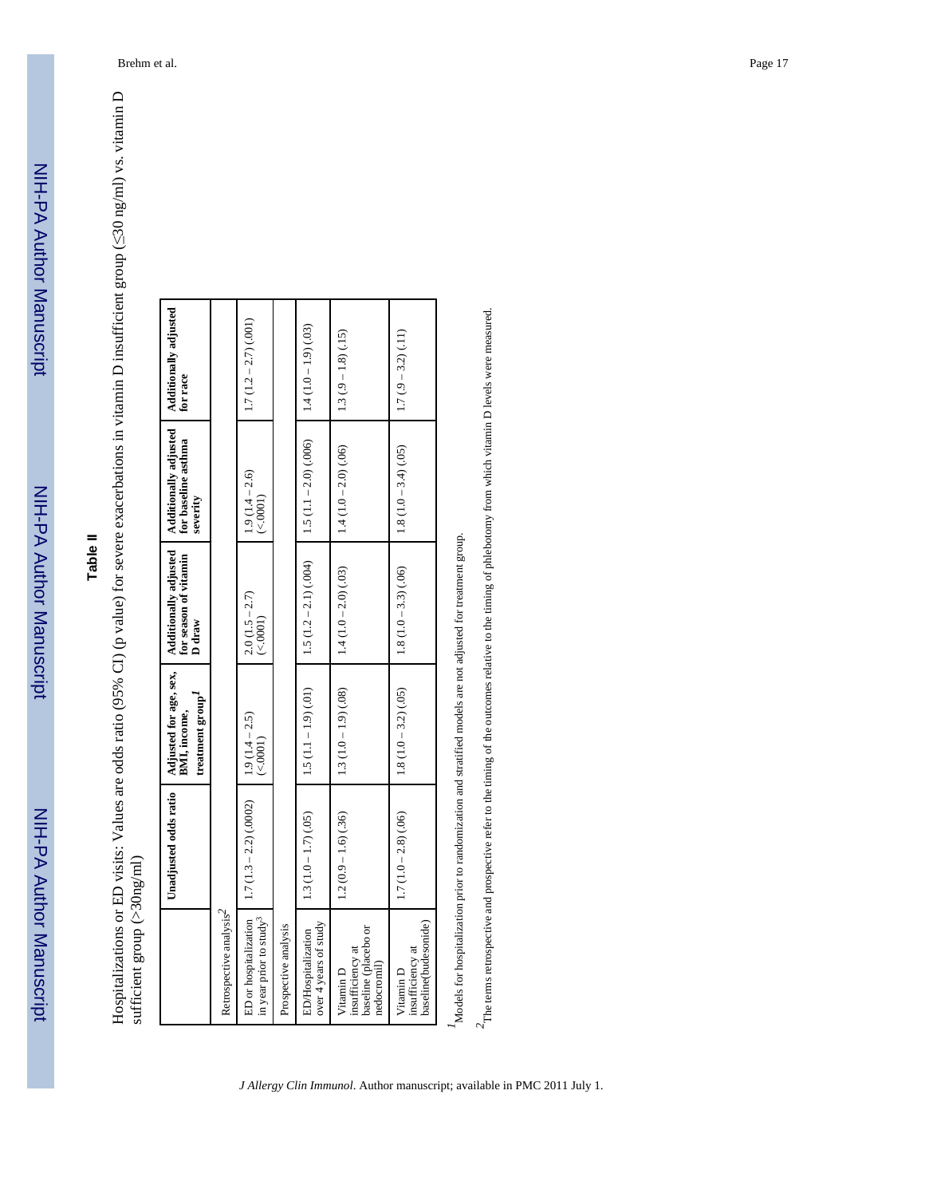## Table II

Hospitalizations or ED visits: Values are odds ratio (95% CI) (p value) for severe exacerbations in vitamin D insufficient group (≤30 ng/ml) vs. vitamin D sufficient group (>30ng/ml)

| | Unadjusted odds ratio | Adjusted for age, sex, BMI, income, treatment group[1] | Additionally adjusted for season of vitamin D draw | Additionally adjusted for baseline asthma severity | Additionally adjusted for race |
|---|---|---|---|---|---|
| Retrospective analysis[2] | | | | | |
| ED or hospitalization in year prior to study[3] | 1.7 (1.3 – 2.2) (.0002) | 1.9 (1.4 – 2.5) (<.0001) | 2.0 (1.5 – 2.7) (<.0001) | 1.9 (1.4 – 2.6) (<.0001) | 1.7 (1.2 – 2.7) (.001) |
| Prospective analysis | | | | | |
| ED/Hospitalization over 4 years of study | 1.3 (1.0 – 1.7) (.05) | 1.5 (1.1 – 1.9) (.01) | 1.5 (1.2 – 2.1) (.004) | 1.5 (1.1 – 2.0) (.006) | 1.4 (1.0 – 1.9) (.03) |
| Vitamin D insufficiency at baseline (placebo or nedocromil) | 1.2 (0.9 – 1.6) (.36) | 1.3 (1.0 – 1.9) (.08) | 1.4 (1.0 – 2.0) (.03) | 1.4 (1.0 – 2.0) (.06) | 1.3 (.9 – 1.8) (.15) |
| Vitamin D insufficiency at baseline(budesonide) | 1.7 (1.0 – 2.8) (.06) | 1.8 (1.0 – 3.2) (.05) | 1.8 (1.0 – 3.3) (.06) | 1.8 (1.0 – 3.4) (.05) | 1.7 (.9 – 3.2) (.11) |

[1] Models for hospitalization prior to randomization and stratified models are not adjusted for treatment group.

[2] The terms retrospective and prospective refer to the timing of the outcomes relative to the timing of phlebotomy from which vitamin D levels were measured.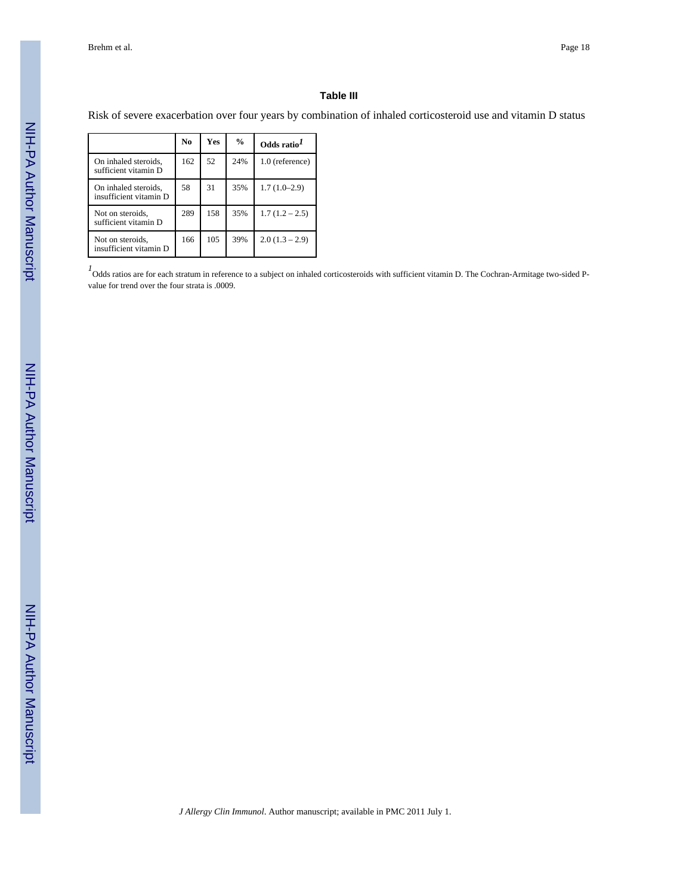## Table III

Risk of severe exacerbation over four years by combination of inhaled corticosteroid use and vitamin D status

| | No | Yes | % | Odds ratio[1] |
|---|---|---|---|---|
| On inhaled steroids, sufficient vitamin D | 162 | 52 | 24% | 1.0 (reference) |
| On inhaled steroids, insufficient vitamin D | 58 | 31 | 35% | 1.7 (1.0–2.9) |
| Not on steroids, sufficient vitamin D | 289 | 158 | 35% | 1.7 (1.2 – 2.5) |
| Not on steroids, insufficient vitamin D | 166 | 105 | 39% | 2.0 (1.3 – 2.9) |

[1] Odds ratios are for each stratum in reference to a subject on inhaled corticosteroids with sufficient vitamin D. The Cochran-Armitage two-sided P-value for trend over the four strata is .0009.